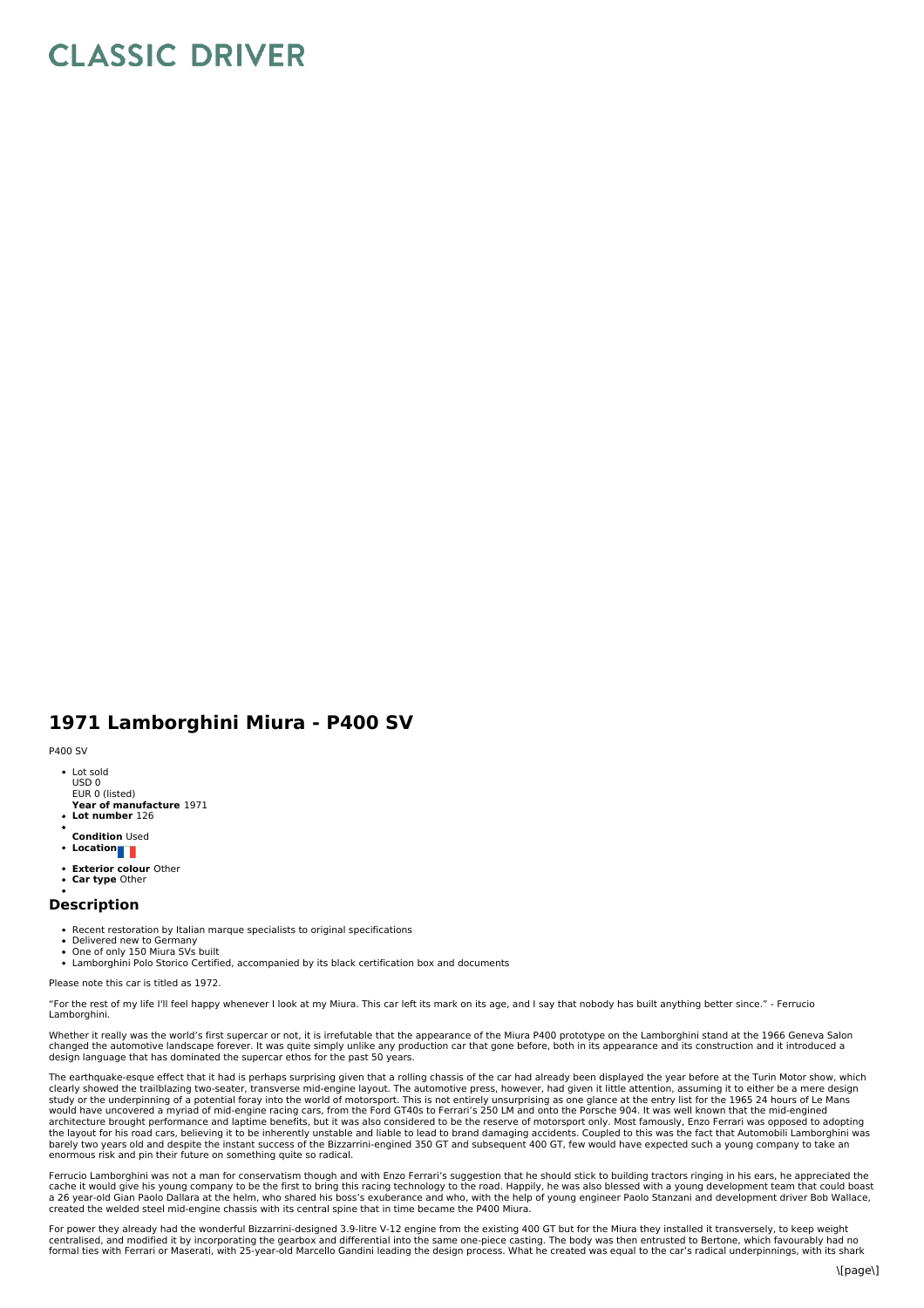# CLASSIC DRIVER

## 1971 Lamborghini Miura - P400 SV

P400 SV

- Lot sold
  USD 0
  EUR 0 (listed)
  **Year of manufacture** 1971
- **Lot number** 126
-
  **Condition** Used
- **Location**
- **Exterior colour** Other
- **Car type** Other
-

### Description

- Recent restoration by Italian marque specialists to original specifications
- Delivered new to Germany
- One of only 150 Miura SVs built
- Lamborghini Polo Storico Certified, accompanied by its black certification box and documents

Please note this car is titled as 1972.

"For the rest of my life I'll feel happy whenever I look at my Miura. This car left its mark on its age, and I say that nobody has built anything better since." - Ferrucio Lamborghini.

Whether it really was the world's first supercar or not, it is irrefutable that the appearance of the Miura P400 prototype on the Lamborghini stand at the 1966 Geneva Salon changed the automotive landscape forever. It was quite simply unlike any production car that gone before, both in its appearance and its construction and it introduced a design language that has dominated the supercar ethos for the past 50 years.

The earthquake-esque effect that it had is perhaps surprising given that a rolling chassis of the car had already been displayed the year before at the Turin Motor show, which clearly showed the trailblazing two-seater, transverse mid-engine layout. The automotive press, however, had given it little attention, assuming it to either be a mere design study or the underpinning of a potential foray into the world of motorsport. This is not entirely unsurprising as one glance at the entry list for the 1965 24 hours of Le Mans would have uncovered a myriad of mid-engine racing cars, from the Ford GT40s to Ferrari's 250 LM and onto the Porsche 904. It was well known that the mid-engined architecture brought performance and laptime benefits, but it was also considered to be the reserve of motorsport only. Most famously, Enzo Ferrari was opposed to adopting the layout for his road cars, believing it to be inherently unstable and liable to lead to brand damaging accidents. Coupled to this was the fact that Automobili Lamborghini was barely two years old and despite the instant success of the Bizzarrini-engined 350 GT and subsequent 400 GT, few would have expected such a young company to take an enormous risk and pin their future on something quite so radical.

Ferrucio Lamborghini was not a man for conservatism though and with Enzo Ferrari's suggestion that he should stick to building tractors ringing in his ears, he appreciated the cache it would give his young company to be the first to bring this racing technology to the road. Happily, he was also blessed with a young development team that could boast a 26 year-old Gian Paolo Dallara at the helm, who shared his boss's exuberance and who, with the help of young engineer Paolo Stanzani and development driver Bob Wallace, created the welded steel mid-engine chassis with its central spine that in time became the P400 Miura.

For power they already had the wonderful Bizzarrini-designed 3.9-litre V-12 engine from the existing 400 GT but for the Miura they installed it transversely, to keep weight centralised, and modified it by incorporating the gearbox and differential into the same one-piece casting. The body was then entrusted to Bertone, which favourably had no formal ties with Ferrari or Maserati, with 25-year-old Marcello Gandini leading the design process. What he created was equal to the car's radical underpinnings, with its shark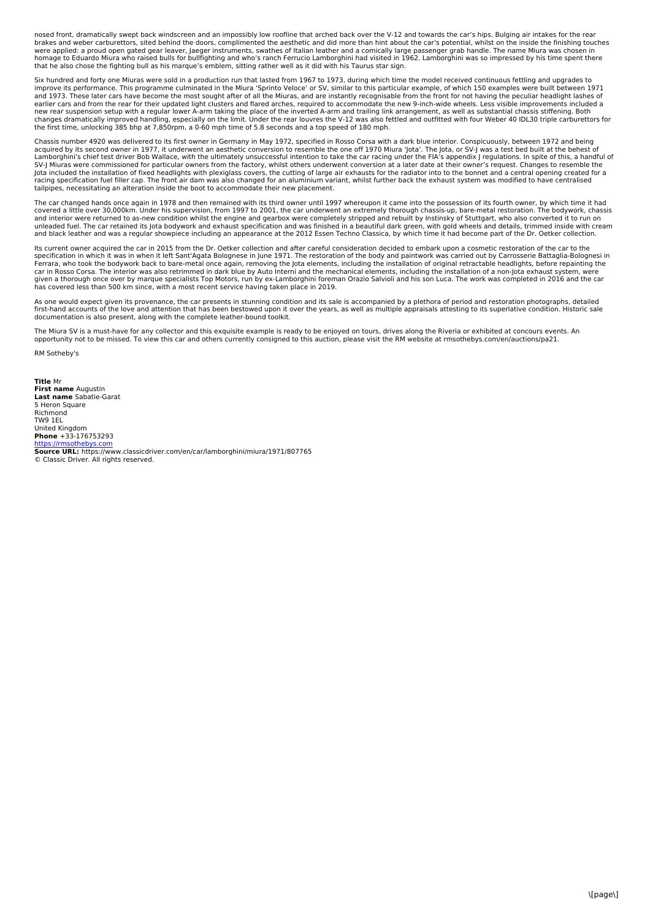nosed front, dramatically swept back windscreen and an impossibly low roofline that arched back over the V-12 and towards the car's hips. Bulging air intakes for the rear brakes and weber carburettors, sited behind the doors, complimented the aesthetic and did more than hint about the car's potential, whilst on the inside the finishing touches were applied: a proud open gated gear leaver, Jaeger instruments, swathes of Italian leather and a comically large passenger grab handle. The name Miura was chosen in homage to Eduardo Miura who raised bulls for bullfighting and who's ranch Ferrucio Lamborghini had visited in 1962. Lamborghini was so impressed by his time spent there that he also chose the fighting bull as his marque's emblem, sitting rather well as it did with his Taurus star sign.

Six hundred and forty one Miuras were sold in a production run that lasted from 1967 to 1973, during which time the model received continuous fettling and upgrades to improve its performance. This programme culminated in the Miura 'Sprinto Veloce' or SV, similar to this particular example, of which 150 examples were built between 1971 and 1973. These later cars have become the most sought after of all the Miuras, and are instantly recognisable from the front for not having the peculiar headlight lashes of earlier cars and from the rear for their updated light clusters and flared arches, required to accommodate the new 9-inch-wide wheels. Less visible improvements included a new rear suspension setup with a regular lower A-arm taking the place of the inverted A-arm and trailing link arrangement, as well as substantial chassis stiffening. Both changes dramatically improved handling, especially on the limit. Under the rear louvres the V-12 was also fettled and outfitted with four Weber 40 IDL30 triple carburettors for the first time, unlocking 385 bhp at 7,850rpm, a 0-60 mph time of 5.8 seconds and a top speed of 180 mph.

Chassis number 4920 was delivered to its first owner in Germany in May 1972, specified in Rosso Corsa with a dark blue interior. Conspicuously, between 1972 and being acquired by its second owner in 1977, it underwent an aesthetic conversion to resemble the one off 1970 Miura 'Jota'. The Jota, or SV-J was a test bed built at the behest of Lamborghini's chief test driver Bob Wallace, with the ultimately unsuccessful intention to take the car racing under the FIA's appendix J regulations. In spite of this, a handful of SV-J Miuras were commissioned for particular owners from the factory, whilst others underwent conversion at a later date at their owner's request. Changes to resemble the Jota included the installation of fixed headlights with plexiglass covers, the cutting of large air exhausts for the radiator into to the bonnet and a central opening created for a racing specification fuel filler cap. The front air dam was also changed for an aluminium variant, whilst further back the exhaust system was modified to have centralised tailpipes, necessitating an alteration inside the boot to accommodate their new placement.

The car changed hands once again in 1978 and then remained with its third owner until 1997 whereupon it came into the possession of its fourth owner, by which time it had covered a little over 30,000km. Under his supervision, from 1997 to 2001, the car underwent an extremely thorough chassis-up, bare-metal restoration. The bodywork, chassis and interior were returned to as-new condition whilst the engine and gearbox were completely stripped and rebuilt by Instinsky of Stuttgart, who also converted it to run on unleaded fuel. The car retained its Jota bodywork and exhaust specification and was finished in a beautiful dark green, with gold wheels and details, trimmed inside with cream and black leather and was a regular showpiece including an appearance at the 2012 Essen Techno Classica, by which time it had become part of the Dr. Oetker collection.

Its current owner acquired the car in 2015 from the Dr. Oetker collection and after careful consideration decided to embark upon a cosmetic restoration of the car to the specification in which it was in when it left Sant'Agata Bolognese in June 1971. The restoration of the body and paintwork was carried out by Carrosserie Battaglia-Bolognesi in Ferrara, who took the bodywork back to bare-metal once again, removing the Jota elements, including the installation of original retractable headlights, before repainting the car in Rosso Corsa. The interior was also retrimmed in dark blue by Auto Interni and the mechanical elements, including the installation of a non-Jota exhaust system, were given a thorough once over by marque specialists Top Motors, run by ex-Lamborghini foreman Orazio Salvioli and his son Luca. The work was completed in 2016 and the car has covered less than 500 km since, with a most recent service having taken place in 2019.

As one would expect given its provenance, the car presents in stunning condition and its sale is accompanied by a plethora of period and restoration photographs, detailed first-hand accounts of the love and attention that has been bestowed upon it over the years, as well as multiple appraisals attesting to its superlative condition. Historic sale documentation is also present, along with the complete leather-bound toolkit.

The Miura SV is a must-have for any collector and this exquisite example is ready to be enjoyed on tours, drives along the Riveria or exhibited at concours events. An opportunity not to be missed. To view this car and others currently consigned to this auction, please visit the RM website at rmsothebys.com/en/auctions/pa21.

RM Sotheby's

**Title** Mr
**First name** Augustin
**Last name** Sabatie-Garat
5 Heron Square
Richmond
TW9 1EL
United Kingdom
**Phone** +33-176753293
https://rmsothebys.com
**Source URL:** https://www.classicdriver.com/en/car/lamborghini/miura/1971/807765
© Classic Driver. All rights reserved.